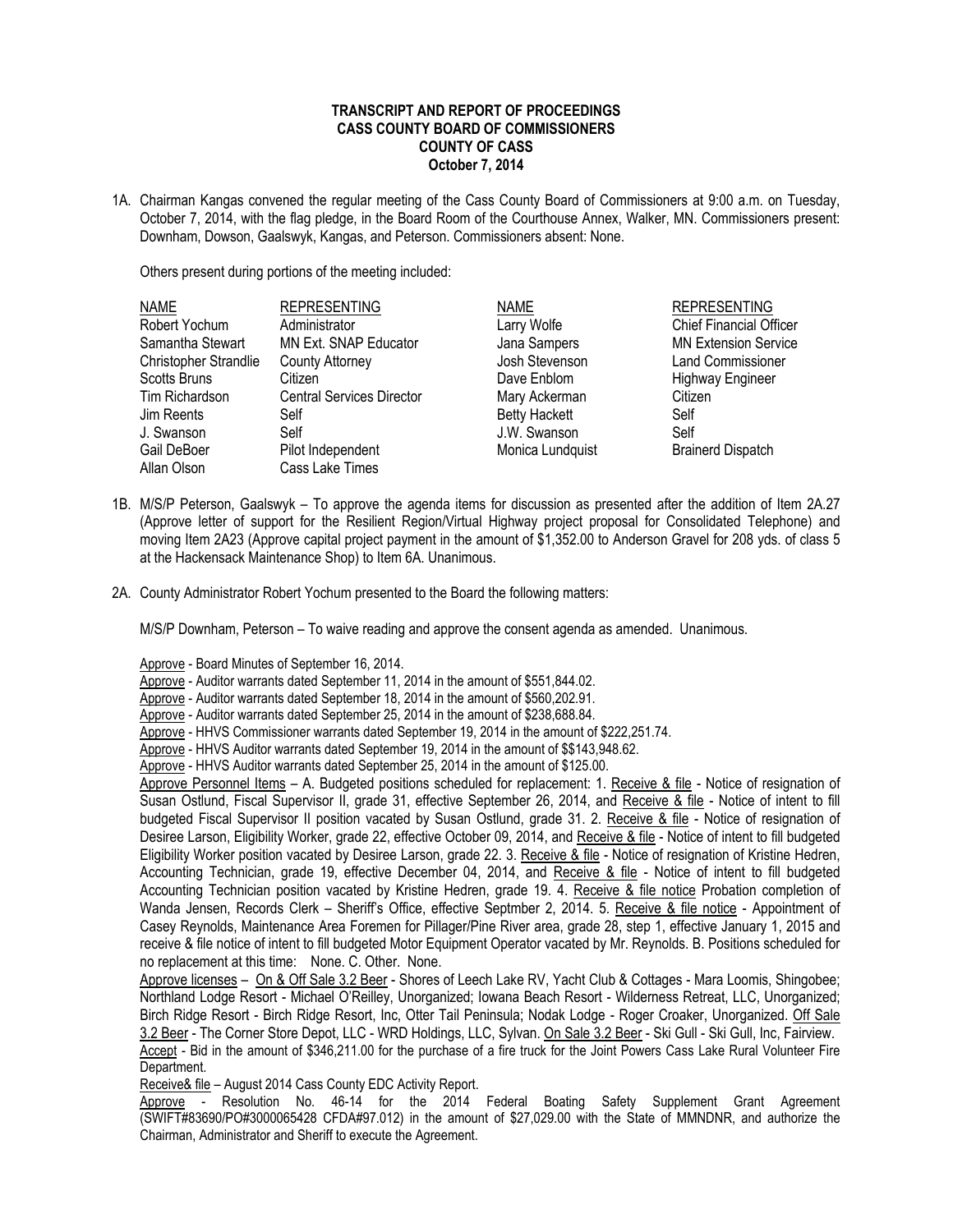**TRANSCRIPT AND REPORT OF PROCEEDINGS**
**CASS COUNTY BOARD OF COMMISSIONERS**
**COUNTY OF CASS**
**October 7, 2014**

1A. Chairman Kangas convened the regular meeting of the Cass County Board of Commissioners at 9:00 a.m. on Tuesday, October 7, 2014, with the flag pledge, in the Board Room of the Courthouse Annex, Walker, MN. Commissioners present: Downham, Dowson, Gaalswyk, Kangas, and Peterson. Commissioners absent: None.

Others present during portions of the meeting included:

| NAME | REPRESENTING | NAME | REPRESENTING |
|---|---|---|---|
| Robert Yochum | Administrator | Larry Wolfe | Chief Financial Officer |
| Samantha Stewart | MN Ext. SNAP Educator | Jana Sampers | MN Extension Service |
| Christopher Strandlie | County Attorney | Josh Stevenson | Land Commissioner |
| Scotts Bruns | Citizen | Dave Enblom | Highway Engineer |
| Tim Richardson | Central Services Director | Mary Ackerman | Citizen |
| Jim Reents | Self | Betty Hackett | Self |
| J. Swanson | Self | J.W. Swanson | Self |
| Gail DeBoer | Pilot Independent | Monica Lundquist | Brainerd Dispatch |
| Allan Olson | Cass Lake Times | | |

1B. M/S/P Peterson, Gaalswyk – To approve the agenda items for discussion as presented after the addition of Item 2A.27 (Approve letter of support for the Resilient Region/Virtual Highway project proposal for Consolidated Telephone) and moving Item 2A23 (Approve capital project payment in the amount of $1,352.00 to Anderson Gravel for 208 yds. of class 5 at the Hackensack Maintenance Shop) to Item 6A. Unanimous.

2A. County Administrator Robert Yochum presented to the Board the following matters:

M/S/P Downham, Peterson – To waive reading and approve the consent agenda as amended. Unanimous.

Approve - Board Minutes of September 16, 2014.
Approve - Auditor warrants dated September 11, 2014 in the amount of $551,844.02.
Approve - Auditor warrants dated September 18, 2014 in the amount of $560,202.91.
Approve - Auditor warrants dated September 25, 2014 in the amount of $238,688.84.
Approve - HHVS Commissioner warrants dated September 19, 2014 in the amount of $222,251.74.
Approve - HHVS Auditor warrants dated September 19, 2014 in the amount of $$143,948.62.
Approve - HHVS Auditor warrants dated September 25, 2014 in the amount of $125.00.
Approve Personnel Items – A. Budgeted positions scheduled for replacement: 1. Receive & file - Notice of resignation of Susan Ostlund, Fiscal Supervisor II, grade 31, effective September 26, 2014, and Receive & file - Notice of intent to fill budgeted Fiscal Supervisor II position vacated by Susan Ostlund, grade 31. 2. Receive & file - Notice of resignation of Desiree Larson, Eligibility Worker, grade 22, effective October 09, 2014, and Receive & file - Notice of intent to fill budgeted Eligibility Worker position vacated by Desiree Larson, grade 22. 3. Receive & file - Notice of resignation of Kristine Hedren, Accounting Technician, grade 19, effective December 04, 2014, and Receive & file - Notice of intent to fill budgeted Accounting Technician position vacated by Kristine Hedren, grade 19. 4. Receive & file notice Probation completion of Wanda Jensen, Records Clerk – Sheriff's Office, effective Septmber 2, 2014. 5. Receive & file notice - Appointment of Casey Reynolds, Maintenance Area Foremen for Pillager/Pine River area, grade 28, step 1, effective January 1, 2015 and receive & file notice of intent to fill budgeted Motor Equipment Operator vacated by Mr. Reynolds. B. Positions scheduled for no replacement at this time: None. C. Other. None.
Approve licenses – On & Off Sale 3.2 Beer - Shores of Leech Lake RV, Yacht Club & Cottages - Mara Loomis, Shingobee; Northland Lodge Resort - Michael O'Reilley, Unorganized; Iowana Beach Resort - Wilderness Retreat, LLC, Unorganized; Birch Ridge Resort - Birch Ridge Resort, Inc, Otter Tail Peninsula; Nodak Lodge - Roger Croaker, Unorganized. Off Sale 3.2 Beer - The Corner Store Depot, LLC - WRD Holdings, LLC, Sylvan. On Sale 3.2 Beer - Ski Gull - Ski Gull, Inc, Fairview.
Accept - Bid in the amount of $346,211.00 for the purchase of a fire truck for the Joint Powers Cass Lake Rural Volunteer Fire Department.
Receive& file – August 2014 Cass County EDC Activity Report.
Approve - Resolution No. 46-14 for the 2014 Federal Boating Safety Supplement Grant Agreement (SWIFT#83690/PO#3000065428 CFDA#97.012) in the amount of $27,029.00 with the State of MMNDNR, and authorize the Chairman, Administrator and Sheriff to execute the Agreement.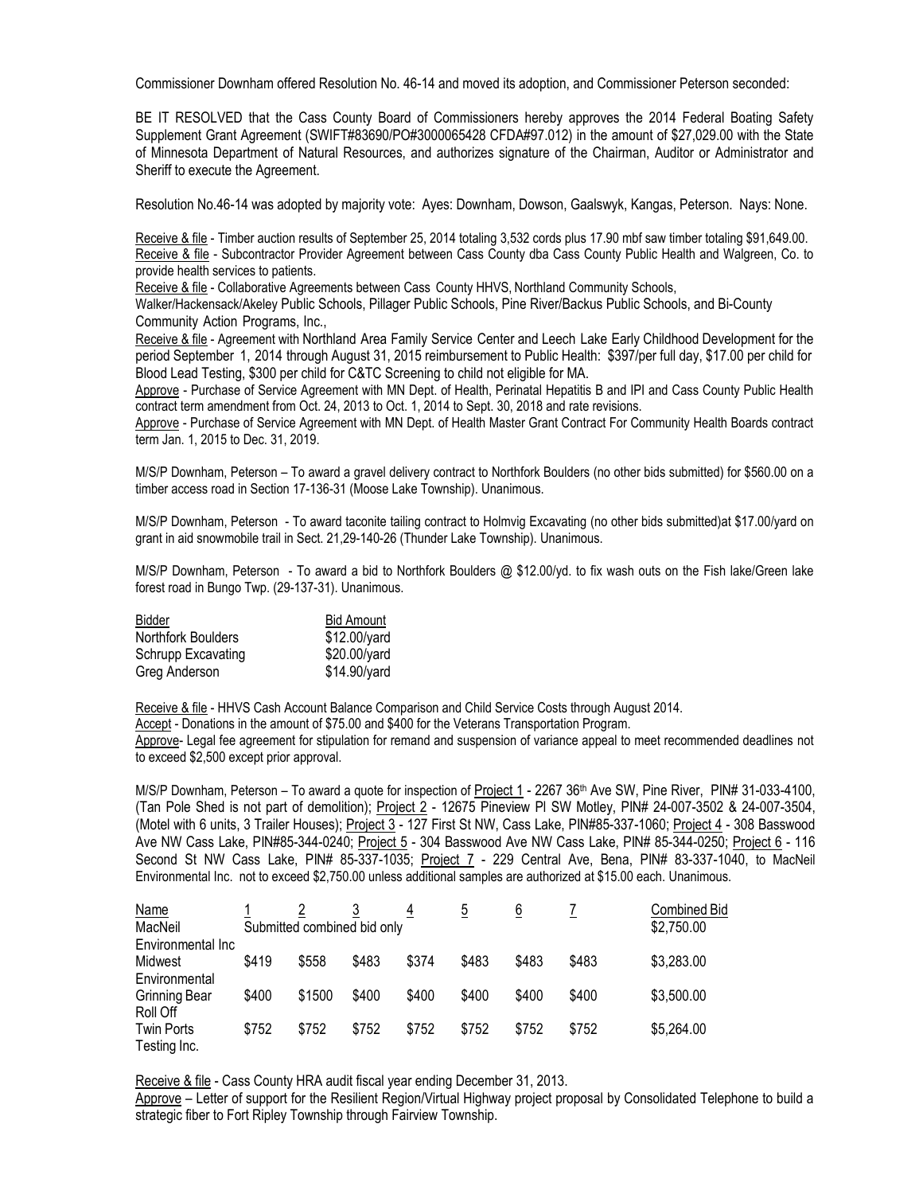Commissioner Downham offered Resolution No. 46-14 and moved its adoption, and Commissioner Peterson seconded:

BE IT RESOLVED that the Cass County Board of Commissioners hereby approves the 2014 Federal Boating Safety Supplement Grant Agreement (SWIFT#83690/PO#3000065428 CFDA#97.012) in the amount of $27,029.00 with the State of Minnesota Department of Natural Resources, and authorizes signature of the Chairman, Auditor or Administrator and Sheriff to execute the Agreement.

Resolution No.46-14 was adopted by majority vote: Ayes: Downham, Dowson, Gaalswyk, Kangas, Peterson. Nays: None.

Receive & file - Timber auction results of September 25, 2014 totaling 3,532 cords plus 17.90 mbf saw timber totaling $91,649.00.
Receive & file - Subcontractor Provider Agreement between Cass County dba Cass County Public Health and Walgreen, Co. to provide health services to patients.
Receive & file - Collaborative Agreements between Cass County HHVS, Northland Community Schools, Walker/Hackensack/Akeley Public Schools, Pillager Public Schools, Pine River/Backus Public Schools, and Bi-County Community Action Programs, Inc.,
Receive & file - Agreement with Northland Area Family Service Center and Leech Lake Early Childhood Development for the period September 1, 2014 through August 31, 2015 reimbursement to Public Health: $397/per full day, $17.00 per child for Blood Lead Testing, $300 per child for C&TC Screening to child not eligible for MA.
Approve - Purchase of Service Agreement with MN Dept. of Health, Perinatal Hepatitis B and IPI and Cass County Public Health contract term amendment from Oct. 24, 2013 to Oct. 1, 2014 to Sept. 30, 2018 and rate revisions.
Approve - Purchase of Service Agreement with MN Dept. of Health Master Grant Contract For Community Health Boards contract term Jan. 1, 2015 to Dec. 31, 2019.

M/S/P Downham, Peterson – To award a gravel delivery contract to Northfork Boulders (no other bids submitted) for $560.00 on a timber access road in Section 17-136-31 (Moose Lake Township). Unanimous.

M/S/P Downham, Peterson - To award taconite tailing contract to Holmvig Excavating (no other bids submitted)at $17.00/yard on grant in aid snowmobile trail in Sect. 21,29-140-26 (Thunder Lake Township). Unanimous.

M/S/P Downham, Peterson - To award a bid to Northfork Boulders @ $12.00/yd. to fix wash outs on the Fish lake/Green lake forest road in Bungo Twp. (29-137-31). Unanimous.

| Bidder | Bid Amount |
|---|---|
| Northfork Boulders | $12.00/yard |
| Schrupp Excavating | $20.00/yard |
| Greg Anderson | $14.90/yard |

Receive & file - HHVS Cash Account Balance Comparison and Child Service Costs through August 2014.
Accept - Donations in the amount of $75.00 and $400 for the Veterans Transportation Program.
Approve- Legal fee agreement for stipulation for remand and suspension of variance appeal to meet recommended deadlines not to exceed $2,500 except prior approval.

M/S/P Downham, Peterson – To award a quote for inspection of Project 1 - 2267 36th Ave SW, Pine River, PIN# 31-033-4100, (Tan Pole Shed is not part of demolition); Project 2 - 12675 Pineview Pl SW Motley, PIN# 24-007-3502 & 24-007-3504, (Motel with 6 units, 3 Trailer Houses); Project 3 - 127 First St NW, Cass Lake, PIN#85-337-1060; Project 4 - 308 Basswood Ave NW Cass Lake, PIN#85-344-0240; Project 5 - 304 Basswood Ave NW Cass Lake, PIN# 85-344-0250; Project 6 - 116 Second St NW Cass Lake, PIN# 85-337-1035; Project 7 - 229 Central Ave, Bena, PIN# 83-337-1040, to MacNeil Environmental Inc. not to exceed $2,750.00 unless additional samples are authorized at $15.00 each. Unanimous.

| Name | 1 | 2 | 3 | 4 | 5 | 6 | 7 | Combined Bid |
|---|---|---|---|---|---|---|---|---|
| MacNeil Environmental Inc | Submitted combined bid only | | | | | | | $2,750.00 |
| Midwest Environmental | $419 | $558 | $483 | $374 | $483 | $483 | $483 | $3,283.00 |
| Grinning Bear Roll Off | $400 | $1500 | $400 | $400 | $400 | $400 | $400 | $3,500.00 |
| Twin Ports Testing Inc. | $752 | $752 | $752 | $752 | $752 | $752 | $752 | $5,264.00 |

Receive & file - Cass County HRA audit fiscal year ending December 31, 2013.
Approve – Letter of support for the Resilient Region/Virtual Highway project proposal by Consolidated Telephone to build a strategic fiber to Fort Ripley Township through Fairview Township.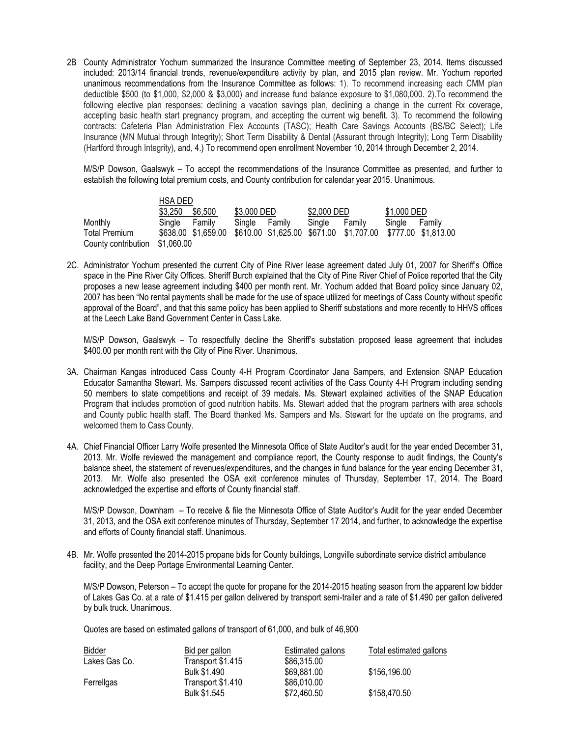2B County Administrator Yochum summarized the Insurance Committee meeting of September 23, 2014. Items discussed included: 2013/14 financial trends, revenue/expenditure activity by plan, and 2015 plan review. Mr. Yochum reported unanimous recommendations from the Insurance Committee as follows: 1). To recommend increasing each CMM plan deductible $500 (to $1,000, $2,000 & $3,000) and increase fund balance exposure to $1,080,000. 2).To recommend the following elective plan responses: declining a vacation savings plan, declining a change in the current Rx coverage, accepting basic health start pregnancy program, and accepting the current wig benefit. 3). To recommend the following contracts: Cafeteria Plan Administration Flex Accounts (TASC); Health Care Savings Accounts (BS/BC Select); Life Insurance (MN Mutual through Integrity); Short Term Disability & Dental (Assurant through Integrity); Long Term Disability (Hartford through Integrity), and, 4.) To recommend open enrollment November 10, 2014 through December 2, 2014.

M/S/P Dowson, Gaalswyk – To accept the recommendations of the Insurance Committee as presented, and further to establish the following total premium costs, and County contribution for calendar year 2015. Unanimous.

| | HSA DED | | | | | | | |
|---|---|---|---|---|---|---|---|---|
| | $3,250 | $6,500 | $3,000 DED | | $2,000 DED | | $1,000 DED | |
| Monthly | Single | Family | Single | Family | Single | Family | Single | Family |
| Total Premium | $638.00 | $1,659.00 | $610.00 | $1,625.00 | $671.00 | $1,707.00 | $777.00 | $1,813.00 |
| County contribution | $1,060.00 | | | | | | | |

2C. Administrator Yochum presented the current City of Pine River lease agreement dated July 01, 2007 for Sheriff's Office space in the Pine River City Offices. Sheriff Burch explained that the City of Pine River Chief of Police reported that the City proposes a new lease agreement including $400 per month rent. Mr. Yochum added that Board policy since January 02, 2007 has been "No rental payments shall be made for the use of space utilized for meetings of Cass County without specific approval of the Board", and that this same policy has been applied to Sheriff substations and more recently to HHVS offices at the Leech Lake Band Government Center in Cass Lake.

M/S/P Dowson, Gaalswyk – To respectfully decline the Sheriff's substation proposed lease agreement that includes $400.00 per month rent with the City of Pine River. Unanimous.

3A. Chairman Kangas introduced Cass County 4-H Program Coordinator Jana Sampers, and Extension SNAP Education Educator Samantha Stewart. Ms. Sampers discussed recent activities of the Cass County 4-H Program including sending 50 members to state competitions and receipt of 39 medals. Ms. Stewart explained activities of the SNAP Education Program that includes promotion of good nutrition habits. Ms. Stewart added that the program partners with area schools and County public health staff. The Board thanked Ms. Sampers and Ms. Stewart for the update on the programs, and welcomed them to Cass County.

4A. Chief Financial Officer Larry Wolfe presented the Minnesota Office of State Auditor's audit for the year ended December 31, 2013. Mr. Wolfe reviewed the management and compliance report, the County response to audit findings, the County's balance sheet, the statement of revenues/expenditures, and the changes in fund balance for the year ending December 31, 2013. Mr. Wolfe also presented the OSA exit conference minutes of Thursday, September 17, 2014. The Board acknowledged the expertise and efforts of County financial staff.

M/S/P Dowson, Downham – To receive & file the Minnesota Office of State Auditor's Audit for the year ended December 31, 2013, and the OSA exit conference minutes of Thursday, September 17 2014, and further, to acknowledge the expertise and efforts of County financial staff. Unanimous.

4B. Mr. Wolfe presented the 2014-2015 propane bids for County buildings, Longville subordinate service district ambulance facility, and the Deep Portage Environmental Learning Center.

M/S/P Dowson, Peterson – To accept the quote for propane for the 2014-2015 heating season from the apparent low bidder of Lakes Gas Co. at a rate of $1.415 per gallon delivered by transport semi-trailer and a rate of $1.490 per gallon delivered by bulk truck. Unanimous.

Quotes are based on estimated gallons of transport of 61,000, and bulk of 46,900

| Bidder | Bid per gallon | Estimated gallons | Total estimated gallons |
|---|---|---|---|
| Lakes Gas Co. | Transport $1.415 | $86,315.00 | |
| | Bulk $1.490 | $69,881.00 | $156,196.00 |
| Ferrellgas | Transport $1.410 | $86,010.00 | |
| | Bulk $1.545 | $72,460.50 | $158,470.50 |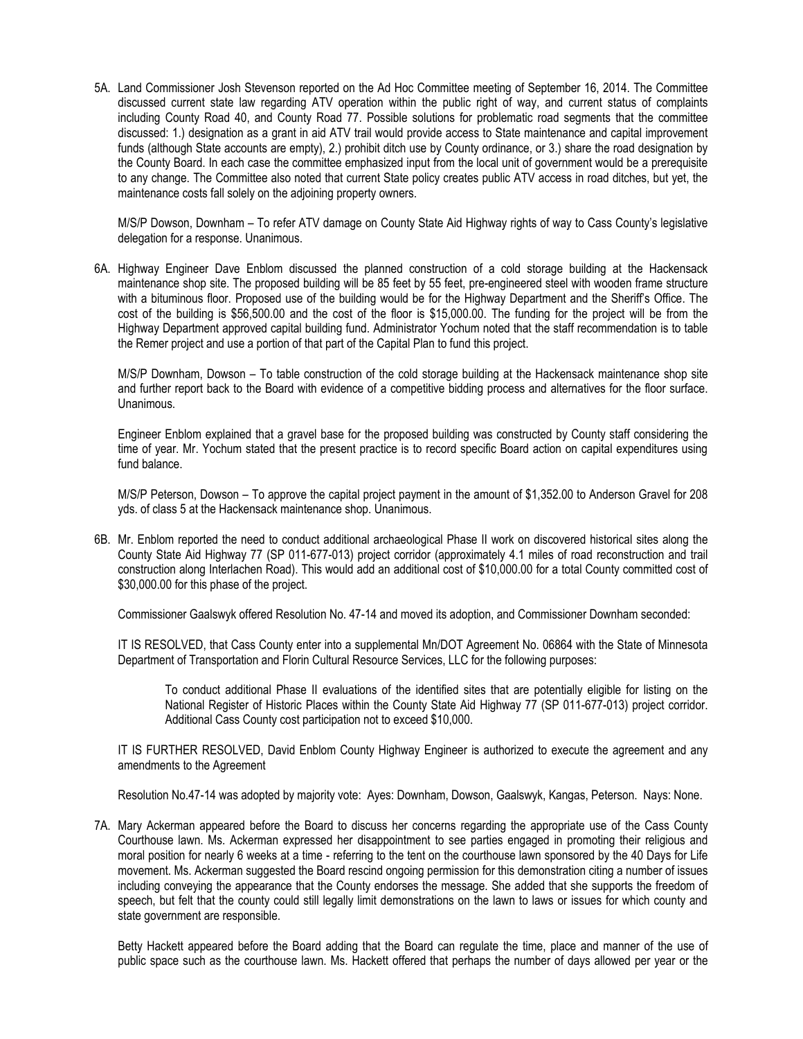5A. Land Commissioner Josh Stevenson reported on the Ad Hoc Committee meeting of September 16, 2014. The Committee discussed current state law regarding ATV operation within the public right of way, and current status of complaints including County Road 40, and County Road 77. Possible solutions for problematic road segments that the committee discussed: 1.) designation as a grant in aid ATV trail would provide access to State maintenance and capital improvement funds (although State accounts are empty), 2.) prohibit ditch use by County ordinance, or 3.) share the road designation by the County Board. In each case the committee emphasized input from the local unit of government would be a prerequisite to any change. The Committee also noted that current State policy creates public ATV access in road ditches, but yet, the maintenance costs fall solely on the adjoining property owners.

M/S/P Dowson, Downham – To refer ATV damage on County State Aid Highway rights of way to Cass County's legislative delegation for a response. Unanimous.

6A. Highway Engineer Dave Enblom discussed the planned construction of a cold storage building at the Hackensack maintenance shop site. The proposed building will be 85 feet by 55 feet, pre-engineered steel with wooden frame structure with a bituminous floor. Proposed use of the building would be for the Highway Department and the Sheriff's Office. The cost of the building is $56,500.00 and the cost of the floor is $15,000.00. The funding for the project will be from the Highway Department approved capital building fund. Administrator Yochum noted that the staff recommendation is to table the Remer project and use a portion of that part of the Capital Plan to fund this project.

M/S/P Downham, Dowson – To table construction of the cold storage building at the Hackensack maintenance shop site and further report back to the Board with evidence of a competitive bidding process and alternatives for the floor surface. Unanimous.

Engineer Enblom explained that a gravel base for the proposed building was constructed by County staff considering the time of year. Mr. Yochum stated that the present practice is to record specific Board action on capital expenditures using fund balance.

M/S/P Peterson, Dowson – To approve the capital project payment in the amount of $1,352.00 to Anderson Gravel for 208 yds. of class 5 at the Hackensack maintenance shop. Unanimous.

6B. Mr. Enblom reported the need to conduct additional archaeological Phase II work on discovered historical sites along the County State Aid Highway 77 (SP 011-677-013) project corridor (approximately 4.1 miles of road reconstruction and trail construction along Interlachen Road). This would add an additional cost of $10,000.00 for a total County committed cost of $30,000.00 for this phase of the project.

Commissioner Gaalswyk offered Resolution No. 47-14 and moved its adoption, and Commissioner Downham seconded:

IT IS RESOLVED, that Cass County enter into a supplemental Mn/DOT Agreement No. 06864 with the State of Minnesota Department of Transportation and Florin Cultural Resource Services, LLC for the following purposes:

> To conduct additional Phase II evaluations of the identified sites that are potentially eligible for listing on the National Register of Historic Places within the County State Aid Highway 77 (SP 011-677-013) project corridor. Additional Cass County cost participation not to exceed $10,000.

IT IS FURTHER RESOLVED, David Enblom County Highway Engineer is authorized to execute the agreement and any amendments to the Agreement

Resolution No.47-14 was adopted by majority vote: Ayes: Downham, Dowson, Gaalswyk, Kangas, Peterson. Nays: None.

7A. Mary Ackerman appeared before the Board to discuss her concerns regarding the appropriate use of the Cass County Courthouse lawn. Ms. Ackerman expressed her disappointment to see parties engaged in promoting their religious and moral position for nearly 6 weeks at a time - referring to the tent on the courthouse lawn sponsored by the 40 Days for Life movement. Ms. Ackerman suggested the Board rescind ongoing permission for this demonstration citing a number of issues including conveying the appearance that the County endorses the message. She added that she supports the freedom of speech, but felt that the county could still legally limit demonstrations on the lawn to laws or issues for which county and state government are responsible.

Betty Hackett appeared before the Board adding that the Board can regulate the time, place and manner of the use of public space such as the courthouse lawn. Ms. Hackett offered that perhaps the number of days allowed per year or the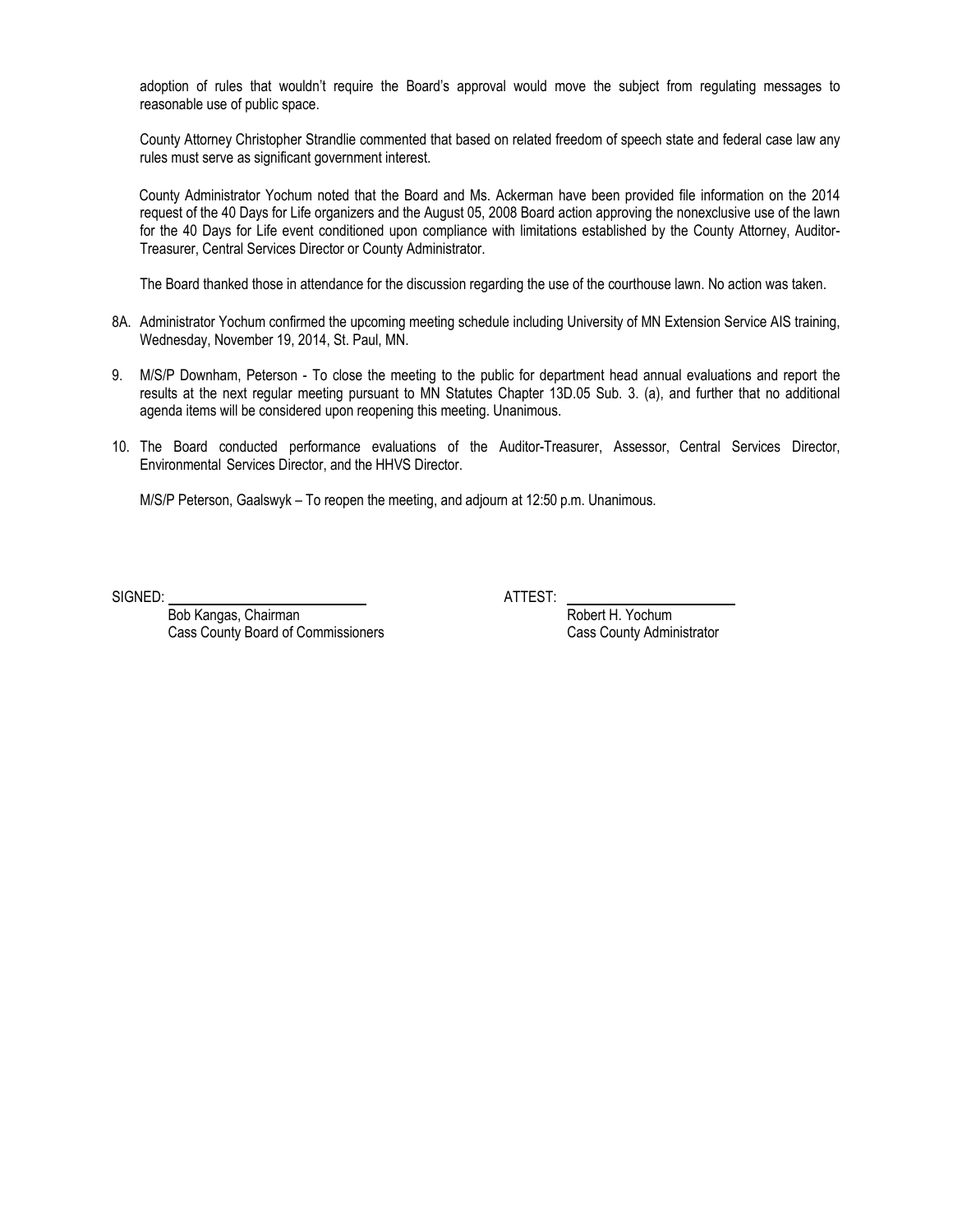adoption of rules that wouldn't require the Board's approval would move the subject from regulating messages to reasonable use of public space.

County Attorney Christopher Strandlie commented that based on related freedom of speech state and federal case law any rules must serve as significant government interest.

County Administrator Yochum noted that the Board and Ms. Ackerman have been provided file information on the 2014 request of the 40 Days for Life organizers and the August 05, 2008 Board action approving the nonexclusive use of the lawn for the 40 Days for Life event conditioned upon compliance with limitations established by the County Attorney, Auditor-Treasurer, Central Services Director or County Administrator.

The Board thanked those in attendance for the discussion regarding the use of the courthouse lawn. No action was taken.

8A. Administrator Yochum confirmed the upcoming meeting schedule including University of MN Extension Service AIS training, Wednesday, November 19, 2014, St. Paul, MN.

9. M/S/P Downham, Peterson - To close the meeting to the public for department head annual evaluations and report the results at the next regular meeting pursuant to MN Statutes Chapter 13D.05 Sub. 3. (a), and further that no additional agenda items will be considered upon reopening this meeting. Unanimous.

10. The Board conducted performance evaluations of the Auditor-Treasurer, Assessor, Central Services Director, Environmental Services Director, and the HHVS Director.

    M/S/P Peterson, Gaalswyk – To reopen the meeting, and adjourn at 12:50 p.m. Unanimous.

SIGNED: ______________________
Bob Kangas, Chairman
Cass County Board of Commissioners

ATTEST: ______________________
Robert H. Yochum
Cass County Administrator